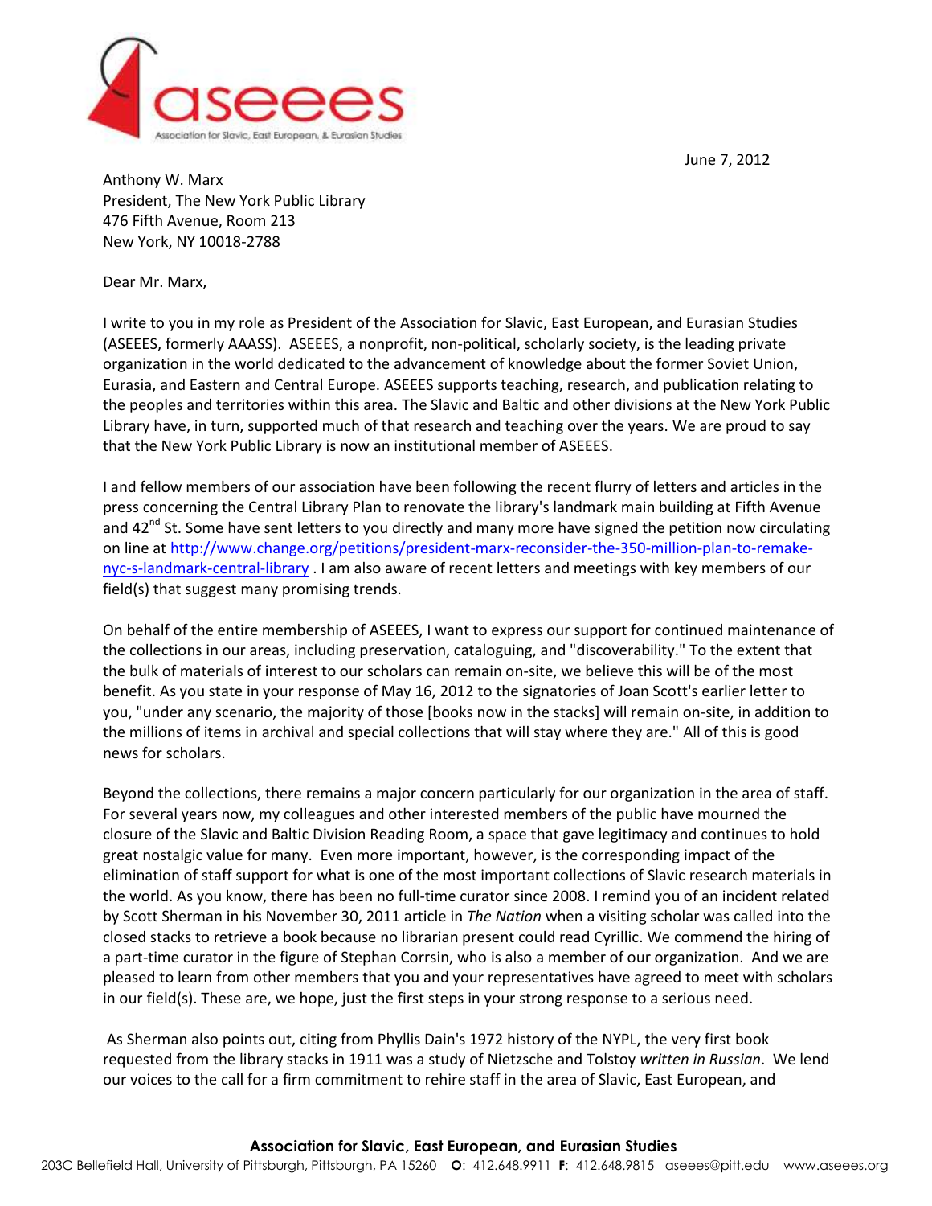aseees

Association for Slavic, East European, & Eurasian Studies

June 7, 2012

Anthony W. Marx
President, The New York Public Library
476 Fifth Avenue, Room 213
New York, NY 10018-2788

Dear Mr. Marx,

I write to you in my role as President of the Association for Slavic, East European, and Eurasian Studies (ASEEES, formerly AAASS). ASEEES, a nonprofit, non-political, scholarly society, is the leading private organization in the world dedicated to the advancement of knowledge about the former Soviet Union, Eurasia, and Eastern and Central Europe. ASEEES supports teaching, research, and publication relating to the peoples and territories within this area. The Slavic and Baltic and other divisions at the New York Public Library have, in turn, supported much of that research and teaching over the years. We are proud to say that the New York Public Library is now an institutional member of ASEEES.

I and fellow members of our association have been following the recent flurry of letters and articles in the press concerning the Central Library Plan to renovate the library's landmark main building at Fifth Avenue and 42nd St. Some have sent letters to you directly and many more have signed the petition now circulating on line at http://www.change.org/petitions/president-marx-reconsider-the-350-million-plan-to-remake-nyc-s-landmark-central-library . I am also aware of recent letters and meetings with key members of our field(s) that suggest many promising trends.

On behalf of the entire membership of ASEEES, I want to express our support for continued maintenance of the collections in our areas, including preservation, cataloguing, and "discoverability." To the extent that the bulk of materials of interest to our scholars can remain on-site, we believe this will be of the most benefit. As you state in your response of May 16, 2012 to the signatories of Joan Scott's earlier letter to you, "under any scenario, the majority of those [books now in the stacks] will remain on-site, in addition to the millions of items in archival and special collections that will stay where they are." All of this is good news for scholars.

Beyond the collections, there remains a major concern particularly for our organization in the area of staff. For several years now, my colleagues and other interested members of the public have mourned the closure of the Slavic and Baltic Division Reading Room, a space that gave legitimacy and continues to hold great nostalgic value for many. Even more important, however, is the corresponding impact of the elimination of staff support for what is one of the most important collections of Slavic research materials in the world. As you know, there has been no full-time curator since 2008. I remind you of an incident related by Scott Sherman in his November 30, 2011 article in *The Nation* when a visiting scholar was called into the closed stacks to retrieve a book because no librarian present could read Cyrillic. We commend the hiring of a part-time curator in the figure of Stephan Corrsin, who is also a member of our organization. And we are pleased to learn from other members that you and your representatives have agreed to meet with scholars in our field(s). These are, we hope, just the first steps in your strong response to a serious need.

As Sherman also points out, citing from Phyllis Dain's 1972 history of the NYPL, the very first book requested from the library stacks in 1911 was a study of Nietzsche and Tolstoy *written in Russian*. We lend our voices to the call for a firm commitment to rehire staff in the area of Slavic, East European, and

**Association for Slavic, East European, and Eurasian Studies**
203C Bellefield Hall, University of Pittsburgh, Pittsburgh, PA 15260 **O**: 412.648.9911 **F**: 412.648.9815 aseees@pitt.edu www.aseees.org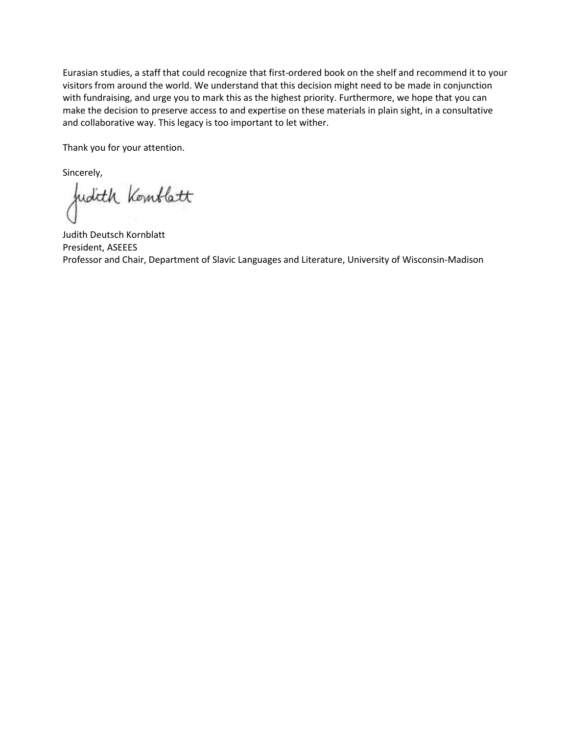Eurasian studies, a staff that could recognize that first-ordered book on the shelf and recommend it to your visitors from around the world. We understand that this decision might need to be made in conjunction with fundraising, and urge you to mark this as the highest priority. Furthermore, we hope that you can make the decision to preserve access to and expertise on these materials in plain sight, in a consultative and collaborative way. This legacy is too important to let wither.

Thank you for your attention.

Sincerely,

Judith Kornblatt

Judith Deutsch Kornblatt  
President, ASEEES  
Professor and Chair, Department of Slavic Languages and Literature, University of Wisconsin-Madison